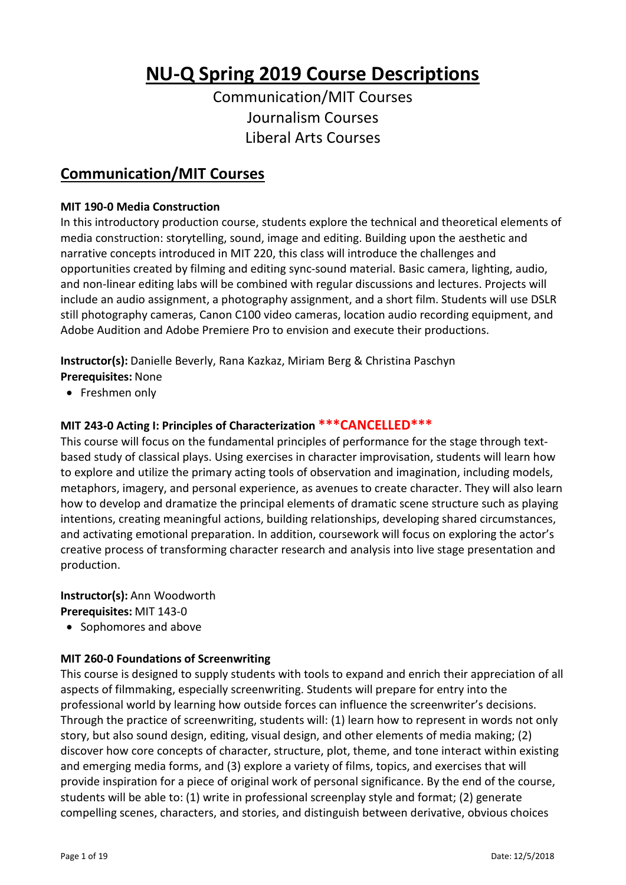# NU-Q Spring 2019 Course Descriptions

Communication/MIT Courses
Journalism Courses
Liberal Arts Courses

## Communication/MIT Courses

**MIT 190-0 Media Construction**

In this introductory production course, students explore the technical and theoretical elements of media construction: storytelling, sound, image and editing. Building upon the aesthetic and narrative concepts introduced in MIT 220, this class will introduce the challenges and opportunities created by filming and editing sync-sound material. Basic camera, lighting, audio, and non-linear editing labs will be combined with regular discussions and lectures. Projects will include an audio assignment, a photography assignment, and a short film. Students will use DSLR still photography cameras, Canon C100 video cameras, location audio recording equipment, and Adobe Audition and Adobe Premiere Pro to envision and execute their productions.

**Instructor(s):** Danielle Beverly, Rana Kazkaz, Miriam Berg & Christina Paschyn
**Prerequisites:** None

- Freshmen only

**MIT 243-0 Acting I: Principles of Characterization \*\*\*CANCELLED\*\*\***

This course will focus on the fundamental principles of performance for the stage through text-based study of classical plays. Using exercises in character improvisation, students will learn how to explore and utilize the primary acting tools of observation and imagination, including models, metaphors, imagery, and personal experience, as avenues to create character. They will also learn how to develop and dramatize the principal elements of dramatic scene structure such as playing intentions, creating meaningful actions, building relationships, developing shared circumstances, and activating emotional preparation. In addition, coursework will focus on exploring the actor's creative process of transforming character research and analysis into live stage presentation and production.

**Instructor(s):** Ann Woodworth
**Prerequisites:** MIT 143-0

- Sophomores and above

**MIT 260-0 Foundations of Screenwriting**

This course is designed to supply students with tools to expand and enrich their appreciation of all aspects of filmmaking, especially screenwriting. Students will prepare for entry into the professional world by learning how outside forces can influence the screenwriter's decisions. Through the practice of screenwriting, students will: (1) learn how to represent in words not only story, but also sound design, editing, visual design, and other elements of media making; (2) discover how core concepts of character, structure, plot, theme, and tone interact within existing and emerging media forms, and (3) explore a variety of films, topics, and exercises that will provide inspiration for a piece of original work of personal significance. By the end of the course, students will be able to: (1) write in professional screenplay style and format; (2) generate compelling scenes, characters, and stories, and distinguish between derivative, obvious choices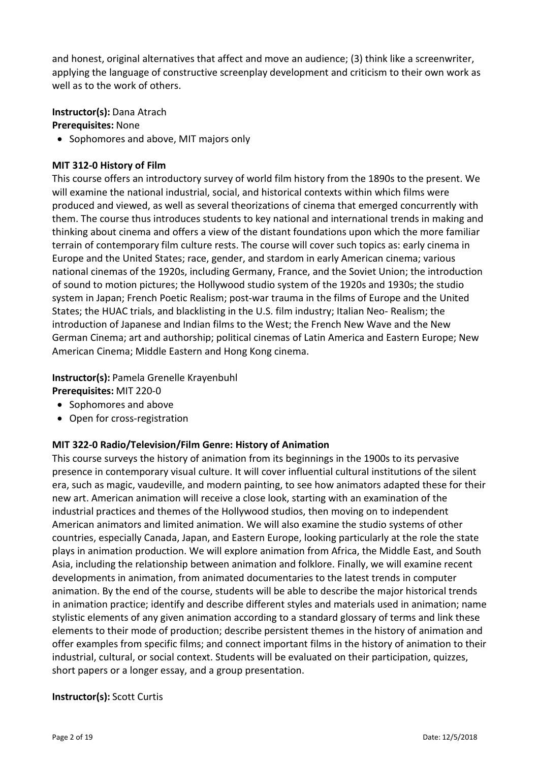and honest, original alternatives that affect and move an audience; (3) think like a screenwriter, applying the language of constructive screenplay development and criticism to their own work as well as to the work of others.

**Instructor(s):** Dana Atrach
**Prerequisites:** None

- Sophomores and above, MIT majors only

**MIT 312-0 History of Film**

This course offers an introductory survey of world film history from the 1890s to the present. We will examine the national industrial, social, and historical contexts within which films were produced and viewed, as well as several theorizations of cinema that emerged concurrently with them. The course thus introduces students to key national and international trends in making and thinking about cinema and offers a view of the distant foundations upon which the more familiar terrain of contemporary film culture rests. The course will cover such topics as: early cinema in Europe and the United States; race, gender, and stardom in early American cinema; various national cinemas of the 1920s, including Germany, France, and the Soviet Union; the introduction of sound to motion pictures; the Hollywood studio system of the 1920s and 1930s; the studio system in Japan; French Poetic Realism; post-war trauma in the films of Europe and the United States; the HUAC trials, and blacklisting in the U.S. film industry; Italian Neo- Realism; the introduction of Japanese and Indian films to the West; the French New Wave and the New German Cinema; art and authorship; political cinemas of Latin America and Eastern Europe; New American Cinema; Middle Eastern and Hong Kong cinema.

**Instructor(s):** Pamela Grenelle Krayenbuhl
**Prerequisites:** MIT 220-0

- Sophomores and above
- Open for cross-registration

**MIT 322-0 Radio/Television/Film Genre: History of Animation**

This course surveys the history of animation from its beginnings in the 1900s to its pervasive presence in contemporary visual culture. It will cover influential cultural institutions of the silent era, such as magic, vaudeville, and modern painting, to see how animators adapted these for their new art. American animation will receive a close look, starting with an examination of the industrial practices and themes of the Hollywood studios, then moving on to independent American animators and limited animation. We will also examine the studio systems of other countries, especially Canada, Japan, and Eastern Europe, looking particularly at the role the state plays in animation production. We will explore animation from Africa, the Middle East, and South Asia, including the relationship between animation and folklore. Finally, we will examine recent developments in animation, from animated documentaries to the latest trends in computer animation. By the end of the course, students will be able to describe the major historical trends in animation practice; identify and describe different styles and materials used in animation; name stylistic elements of any given animation according to a standard glossary of terms and link these elements to their mode of production; describe persistent themes in the history of animation and offer examples from specific films; and connect important films in the history of animation to their industrial, cultural, or social context. Students will be evaluated on their participation, quizzes, short papers or a longer essay, and a group presentation.

**Instructor(s):** Scott Curtis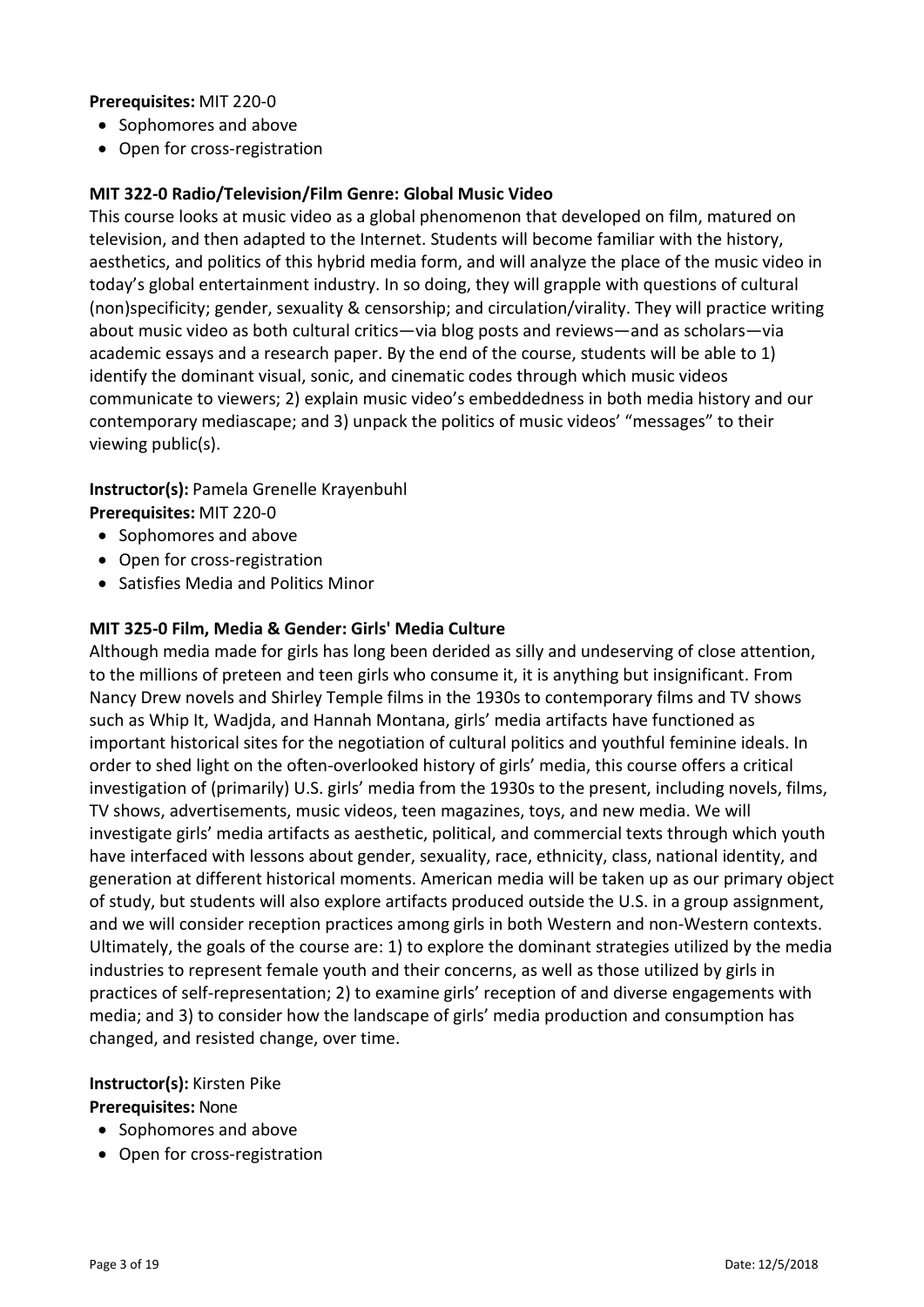**Prerequisites:** MIT 220-0

- Sophomores and above
- Open for cross-registration

**MIT 322-0 Radio/Television/Film Genre: Global Music Video**

This course looks at music video as a global phenomenon that developed on film, matured on television, and then adapted to the Internet. Students will become familiar with the history, aesthetics, and politics of this hybrid media form, and will analyze the place of the music video in today's global entertainment industry. In so doing, they will grapple with questions of cultural (non)specificity; gender, sexuality & censorship; and circulation/virality. They will practice writing about music video as both cultural critics—via blog posts and reviews—and as scholars—via academic essays and a research paper. By the end of the course, students will be able to 1) identify the dominant visual, sonic, and cinematic codes through which music videos communicate to viewers; 2) explain music video's embeddedness in both media history and our contemporary mediascape; and 3) unpack the politics of music videos' "messages" to their viewing public(s).

**Instructor(s):** Pamela Grenelle Krayenbuhl

**Prerequisites:** MIT 220-0

- Sophomores and above
- Open for cross-registration
- Satisfies Media and Politics Minor

**MIT 325-0 Film, Media & Gender: Girls' Media Culture**

Although media made for girls has long been derided as silly and undeserving of close attention, to the millions of preteen and teen girls who consume it, it is anything but insignificant. From Nancy Drew novels and Shirley Temple films in the 1930s to contemporary films and TV shows such as Whip It, Wadjda, and Hannah Montana, girls' media artifacts have functioned as important historical sites for the negotiation of cultural politics and youthful feminine ideals. In order to shed light on the often-overlooked history of girls' media, this course offers a critical investigation of (primarily) U.S. girls' media from the 1930s to the present, including novels, films, TV shows, advertisements, music videos, teen magazines, toys, and new media. We will investigate girls' media artifacts as aesthetic, political, and commercial texts through which youth have interfaced with lessons about gender, sexuality, race, ethnicity, class, national identity, and generation at different historical moments. American media will be taken up as our primary object of study, but students will also explore artifacts produced outside the U.S. in a group assignment, and we will consider reception practices among girls in both Western and non-Western contexts. Ultimately, the goals of the course are: 1) to explore the dominant strategies utilized by the media industries to represent female youth and their concerns, as well as those utilized by girls in practices of self-representation; 2) to examine girls' reception of and diverse engagements with media; and 3) to consider how the landscape of girls' media production and consumption has changed, and resisted change, over time.

**Instructor(s):** Kirsten Pike

**Prerequisites:** None

- Sophomores and above
- Open for cross-registration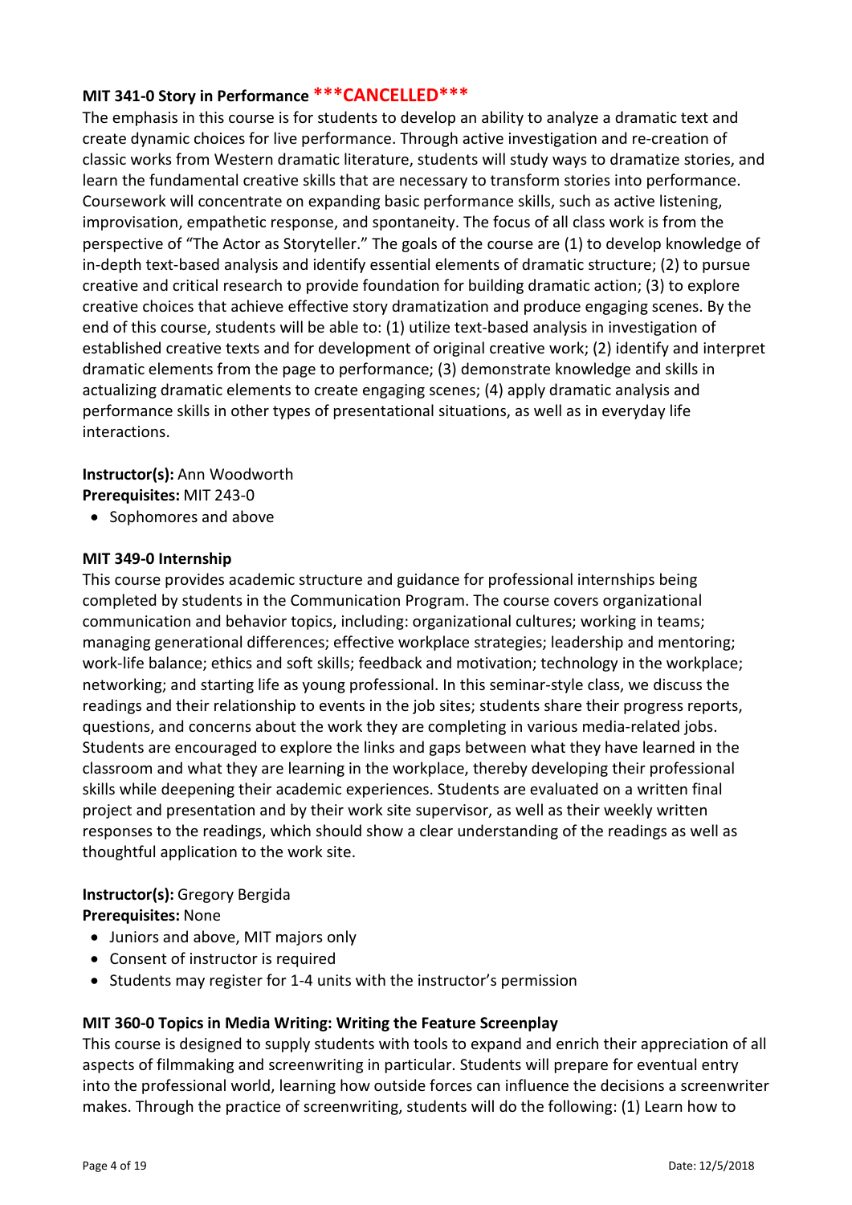### MIT 341-0 Story in Performance ***CANCELLED***

The emphasis in this course is for students to develop an ability to analyze a dramatic text and create dynamic choices for live performance. Through active investigation and re-creation of classic works from Western dramatic literature, students will study ways to dramatize stories, and learn the fundamental creative skills that are necessary to transform stories into performance. Coursework will concentrate on expanding basic performance skills, such as active listening, improvisation, empathetic response, and spontaneity. The focus of all class work is from the perspective of "The Actor as Storyteller." The goals of the course are (1) to develop knowledge of in-depth text-based analysis and identify essential elements of dramatic structure; (2) to pursue creative and critical research to provide foundation for building dramatic action; (3) to explore creative choices that achieve effective story dramatization and produce engaging scenes. By the end of this course, students will be able to: (1) utilize text-based analysis in investigation of established creative texts and for development of original creative work; (2) identify and interpret dramatic elements from the page to performance; (3) demonstrate knowledge and skills in actualizing dramatic elements to create engaging scenes; (4) apply dramatic analysis and performance skills in other types of presentational situations, as well as in everyday life interactions.

**Instructor(s):** Ann Woodworth
**Prerequisites:** MIT 243-0

- Sophomores and above

### MIT 349-0 Internship

This course provides academic structure and guidance for professional internships being completed by students in the Communication Program. The course covers organizational communication and behavior topics, including: organizational cultures; working in teams; managing generational differences; effective workplace strategies; leadership and mentoring; work-life balance; ethics and soft skills; feedback and motivation; technology in the workplace; networking; and starting life as young professional. In this seminar-style class, we discuss the readings and their relationship to events in the job sites; students share their progress reports, questions, and concerns about the work they are completing in various media-related jobs. Students are encouraged to explore the links and gaps between what they have learned in the classroom and what they are learning in the workplace, thereby developing their professional skills while deepening their academic experiences. Students are evaluated on a written final project and presentation and by their work site supervisor, as well as their weekly written responses to the readings, which should show a clear understanding of the readings as well as thoughtful application to the work site.

**Instructor(s):** Gregory Bergida
**Prerequisites:** None

- Juniors and above, MIT majors only
- Consent of instructor is required
- Students may register for 1-4 units with the instructor's permission

### MIT 360-0 Topics in Media Writing: Writing the Feature Screenplay

This course is designed to supply students with tools to expand and enrich their appreciation of all aspects of filmmaking and screenwriting in particular. Students will prepare for eventual entry into the professional world, learning how outside forces can influence the decisions a screenwriter makes. Through the practice of screenwriting, students will do the following: (1) Learn how to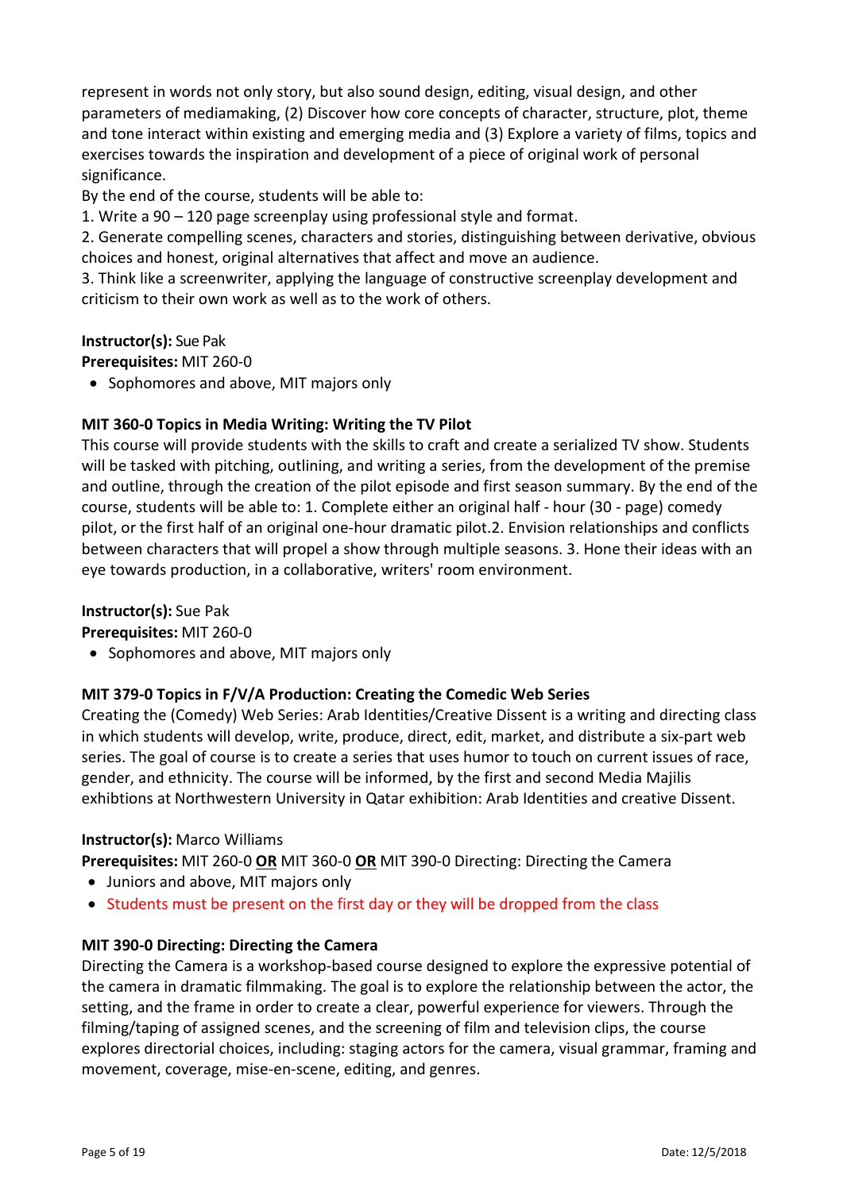represent in words not only story, but also sound design, editing, visual design, and other parameters of mediamaking, (2) Discover how core concepts of character, structure, plot, theme and tone interact within existing and emerging media and (3) Explore a variety of films, topics and exercises towards the inspiration and development of a piece of original work of personal significance.

By the end of the course, students will be able to:

1. Write a 90 – 120 page screenplay using professional style and format.
2. Generate compelling scenes, characters and stories, distinguishing between derivative, obvious choices and honest, original alternatives that affect and move an audience.
3. Think like a screenwriter, applying the language of constructive screenplay development and criticism to their own work as well as to the work of others.

**Instructor(s):** Sue Pak

**Prerequisites:** MIT 260-0

- Sophomores and above, MIT majors only

**MIT 360-0 Topics in Media Writing: Writing the TV Pilot**

This course will provide students with the skills to craft and create a serialized TV show. Students will be tasked with pitching, outlining, and writing a series, from the development of the premise and outline, through the creation of the pilot episode and first season summary. By the end of the course, students will be able to: 1. Complete either an original half - hour (30 - page) comedy pilot, or the first half of an original one-hour dramatic pilot.2. Envision relationships and conflicts between characters that will propel a show through multiple seasons. 3. Hone their ideas with an eye towards production, in a collaborative, writers' room environment.

**Instructor(s):** Sue Pak

**Prerequisites:** MIT 260-0

- Sophomores and above, MIT majors only

**MIT 379-0 Topics in F/V/A Production: Creating the Comedic Web Series**

Creating the (Comedy) Web Series: Arab Identities/Creative Dissent is a writing and directing class in which students will develop, write, produce, direct, edit, market, and distribute a six-part web series. The goal of course is to create a series that uses humor to touch on current issues of race, gender, and ethnicity. The course will be informed, by the first and second Media Majilis exhibtions at Northwestern University in Qatar exhibition: Arab Identities and creative Dissent.

**Instructor(s):** Marco Williams

**Prerequisites:** MIT 260-0 **OR** MIT 360-0 **OR** MIT 390-0 Directing: Directing the Camera

- Juniors and above, MIT majors only
- Students must be present on the first day or they will be dropped from the class

**MIT 390-0 Directing: Directing the Camera**

Directing the Camera is a workshop-based course designed to explore the expressive potential of the camera in dramatic filmmaking. The goal is to explore the relationship between the actor, the setting, and the frame in order to create a clear, powerful experience for viewers. Through the filming/taping of assigned scenes, and the screening of film and television clips, the course explores directorial choices, including: staging actors for the camera, visual grammar, framing and movement, coverage, mise-en-scene, editing, and genres.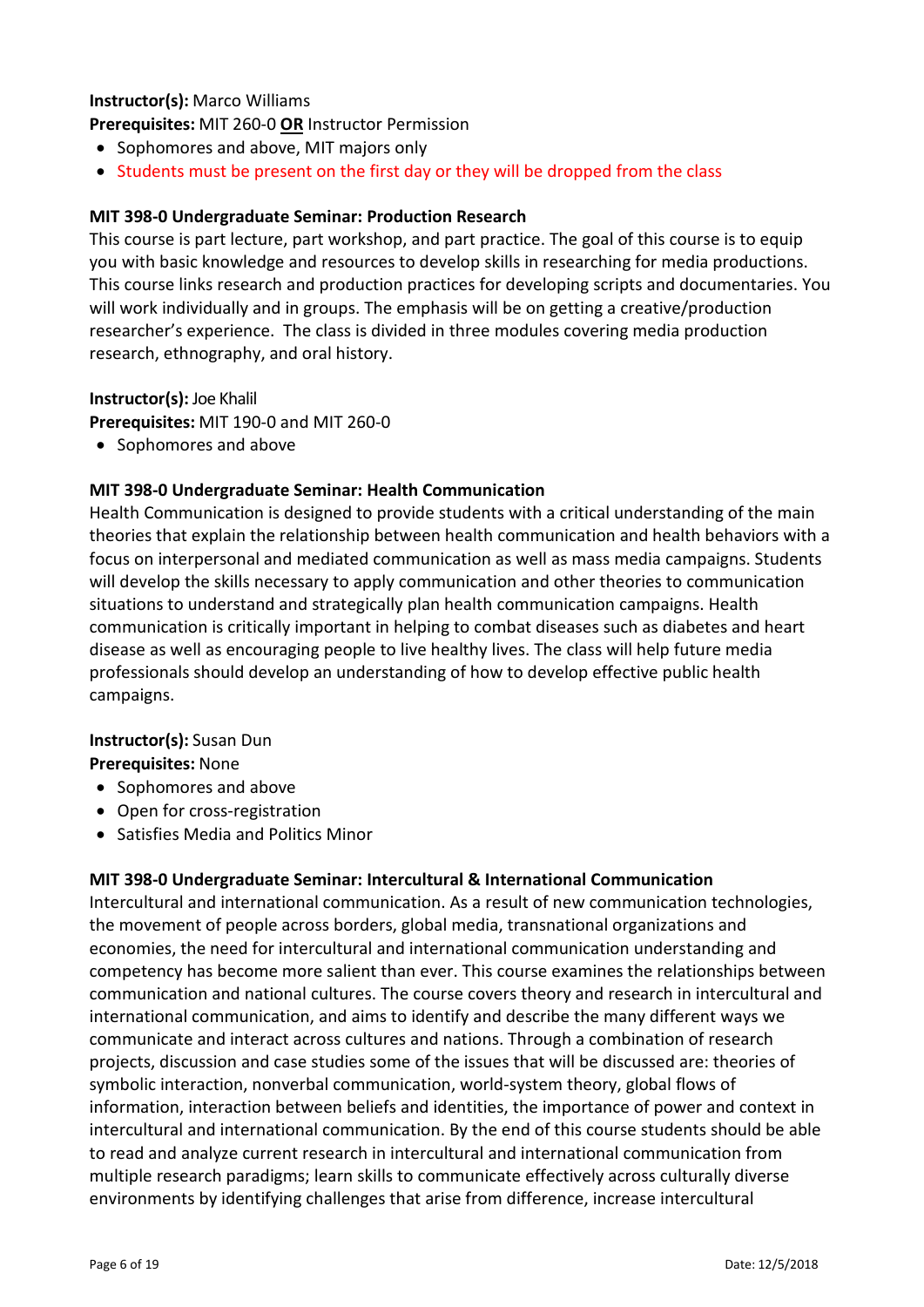**Instructor(s):** Marco Williams

**Prerequisites:** MIT 260-0 **OR** Instructor Permission

- Sophomores and above, MIT majors only
- Students must be present on the first day or they will be dropped from the class

**MIT 398-0 Undergraduate Seminar: Production Research**

This course is part lecture, part workshop, and part practice. The goal of this course is to equip you with basic knowledge and resources to develop skills in researching for media productions. This course links research and production practices for developing scripts and documentaries. You will work individually and in groups. The emphasis will be on getting a creative/production researcher's experience. The class is divided in three modules covering media production research, ethnography, and oral history.

**Instructor(s):** Joe Khalil

**Prerequisites:** MIT 190-0 and MIT 260-0

- Sophomores and above

**MIT 398-0 Undergraduate Seminar: Health Communication**

Health Communication is designed to provide students with a critical understanding of the main theories that explain the relationship between health communication and health behaviors with a focus on interpersonal and mediated communication as well as mass media campaigns. Students will develop the skills necessary to apply communication and other theories to communication situations to understand and strategically plan health communication campaigns. Health communication is critically important in helping to combat diseases such as diabetes and heart disease as well as encouraging people to live healthy lives. The class will help future media professionals should develop an understanding of how to develop effective public health campaigns.

**Instructor(s):** Susan Dun

**Prerequisites:** None

- Sophomores and above
- Open for cross-registration
- Satisfies Media and Politics Minor

**MIT 398-0 Undergraduate Seminar: Intercultural & International Communication**

Intercultural and international communication. As a result of new communication technologies, the movement of people across borders, global media, transnational organizations and economies, the need for intercultural and international communication understanding and competency has become more salient than ever. This course examines the relationships between communication and national cultures. The course covers theory and research in intercultural and international communication, and aims to identify and describe the many different ways we communicate and interact across cultures and nations. Through a combination of research projects, discussion and case studies some of the issues that will be discussed are: theories of symbolic interaction, nonverbal communication, world-system theory, global flows of information, interaction between beliefs and identities, the importance of power and context in intercultural and international communication. By the end of this course students should be able to read and analyze current research in intercultural and international communication from multiple research paradigms; learn skills to communicate effectively across culturally diverse environments by identifying challenges that arise from difference, increase intercultural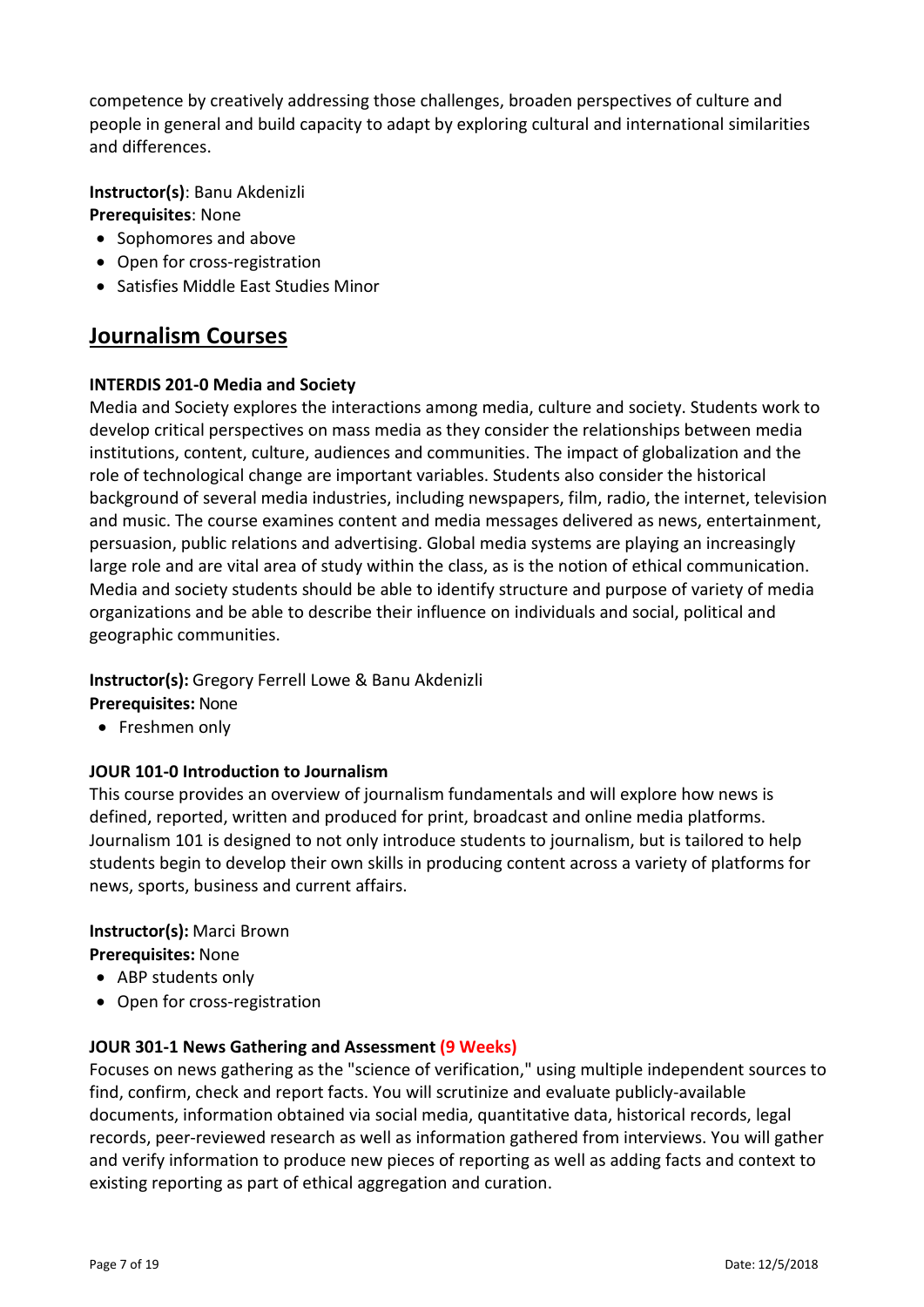competence by creatively addressing those challenges, broaden perspectives of culture and people in general and build capacity to adapt by exploring cultural and international similarities and differences.

**Instructor(s)**: Banu Akdenizli
**Prerequisites**: None

- Sophomores and above
- Open for cross-registration
- Satisfies Middle East Studies Minor

## Journalism Courses

**INTERDIS 201-0 Media and Society**

Media and Society explores the interactions among media, culture and society. Students work to develop critical perspectives on mass media as they consider the relationships between media institutions, content, culture, audiences and communities. The impact of globalization and the role of technological change are important variables. Students also consider the historical background of several media industries, including newspapers, film, radio, the internet, television and music. The course examines content and media messages delivered as news, entertainment, persuasion, public relations and advertising. Global media systems are playing an increasingly large role and are vital area of study within the class, as is the notion of ethical communication. Media and society students should be able to identify structure and purpose of variety of media organizations and be able to describe their influence on individuals and social, political and geographic communities.

**Instructor(s):** Gregory Ferrell Lowe & Banu Akdenizli
**Prerequisites:** None

- Freshmen only

**JOUR 101-0 Introduction to Journalism**

This course provides an overview of journalism fundamentals and will explore how news is defined, reported, written and produced for print, broadcast and online media platforms. Journalism 101 is designed to not only introduce students to journalism, but is tailored to help students begin to develop their own skills in producing content across a variety of platforms for news, sports, business and current affairs.

**Instructor(s):** Marci Brown
**Prerequisites:** None

- ABP students only
- Open for cross-registration

**JOUR 301-1 News Gathering and Assessment (9 Weeks)**

Focuses on news gathering as the "science of verification," using multiple independent sources to find, confirm, check and report facts. You will scrutinize and evaluate publicly-available documents, information obtained via social media, quantitative data, historical records, legal records, peer-reviewed research as well as information gathered from interviews. You will gather and verify information to produce new pieces of reporting as well as adding facts and context to existing reporting as part of ethical aggregation and curation.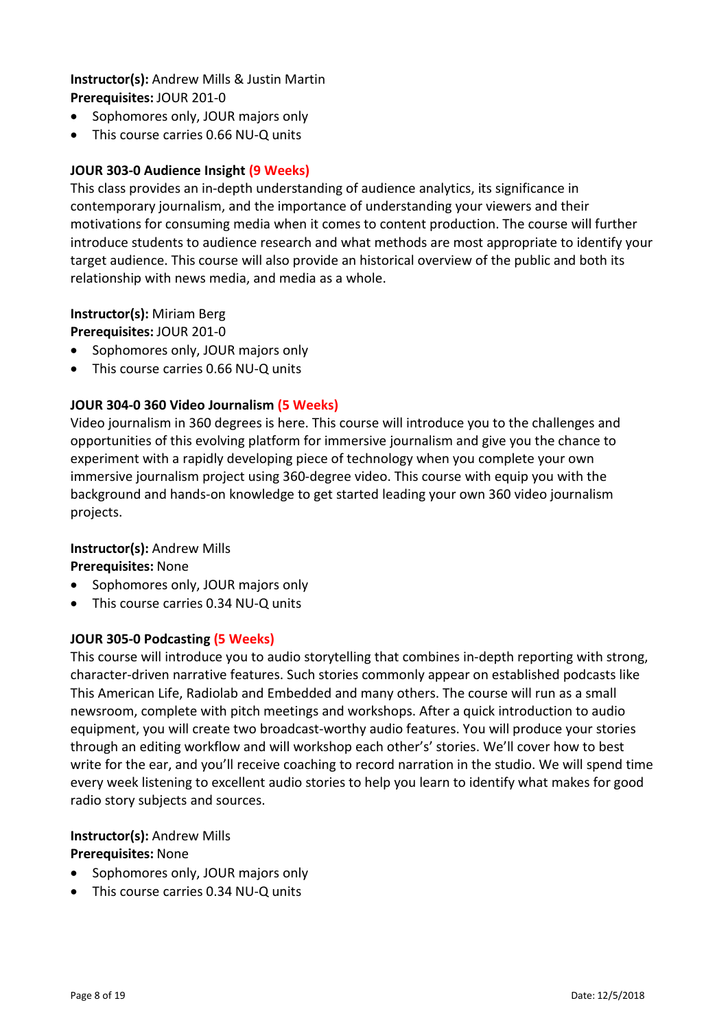**Instructor(s):** Andrew Mills & Justin Martin
**Prerequisites:** JOUR 201-0

- Sophomores only, JOUR majors only
- This course carries 0.66 NU-Q units

**JOUR 303-0 Audience Insight (9 Weeks)**
This class provides an in-depth understanding of audience analytics, its significance in contemporary journalism, and the importance of understanding your viewers and their motivations for consuming media when it comes to content production. The course will further introduce students to audience research and what methods are most appropriate to identify your target audience. This course will also provide an historical overview of the public and both its relationship with news media, and media as a whole.

**Instructor(s):** Miriam Berg
**Prerequisites:** JOUR 201-0

- Sophomores only, JOUR majors only
- This course carries 0.66 NU-Q units

**JOUR 304-0 360 Video Journalism (5 Weeks)**
Video journalism in 360 degrees is here. This course will introduce you to the challenges and opportunities of this evolving platform for immersive journalism and give you the chance to experiment with a rapidly developing piece of technology when you complete your own immersive journalism project using 360-degree video. This course with equip you with the background and hands-on knowledge to get started leading your own 360 video journalism projects.

**Instructor(s):** Andrew Mills
**Prerequisites:** None

- Sophomores only, JOUR majors only
- This course carries 0.34 NU-Q units

**JOUR 305-0 Podcasting (5 Weeks)**
This course will introduce you to audio storytelling that combines in-depth reporting with strong, character-driven narrative features. Such stories commonly appear on established podcasts like This American Life, Radiolab and Embedded and many others. The course will run as a small newsroom, complete with pitch meetings and workshops. After a quick introduction to audio equipment, you will create two broadcast-worthy audio features. You will produce your stories through an editing workflow and will workshop each other's' stories. We'll cover how to best write for the ear, and you'll receive coaching to record narration in the studio. We will spend time every week listening to excellent audio stories to help you learn to identify what makes for good radio story subjects and sources.

**Instructor(s):** Andrew Mills
**Prerequisites:** None

- Sophomores only, JOUR majors only
- This course carries 0.34 NU-Q units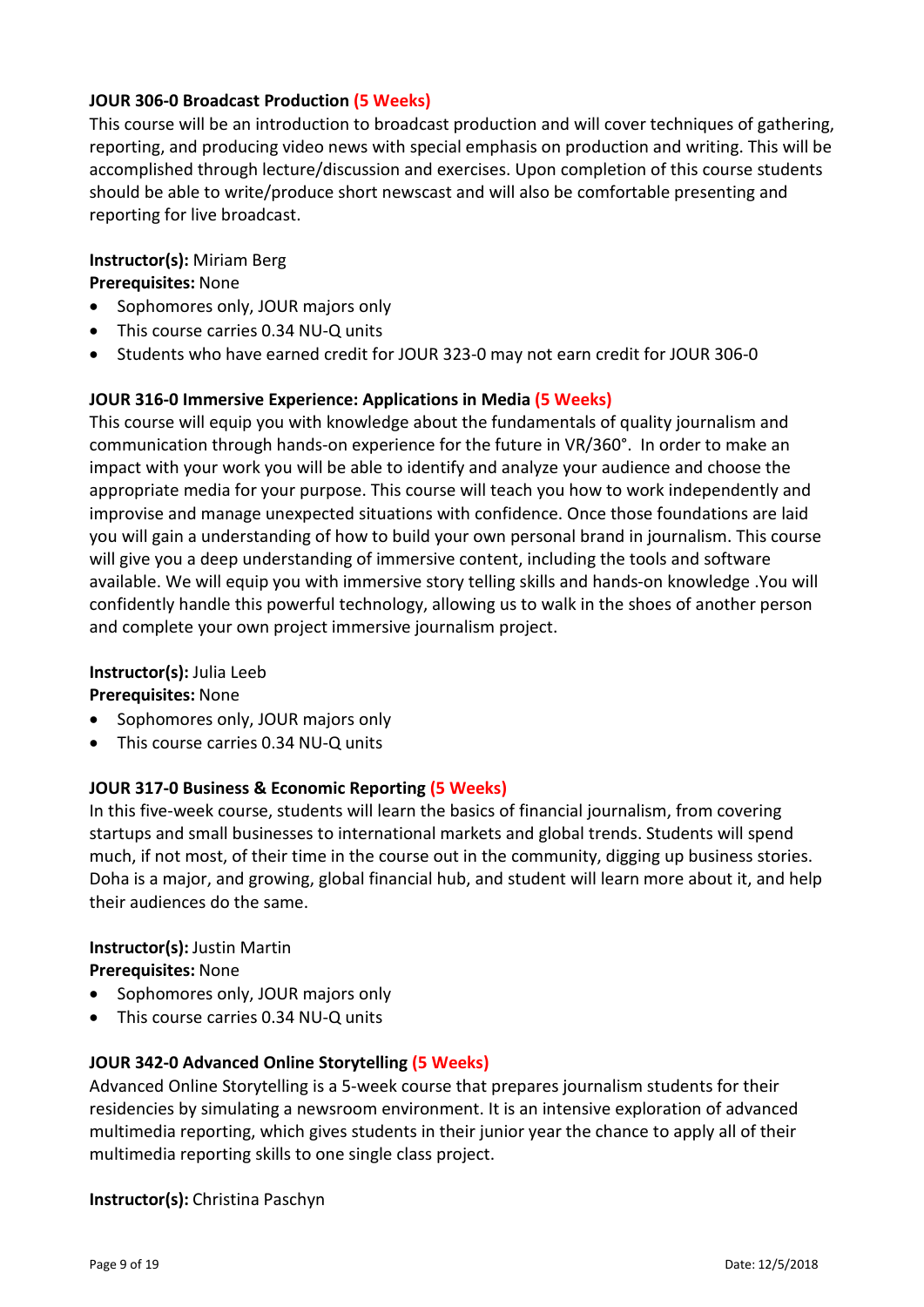**JOUR 306-0 Broadcast Production (5 Weeks)**

This course will be an introduction to broadcast production and will cover techniques of gathering, reporting, and producing video news with special emphasis on production and writing. This will be accomplished through lecture/discussion and exercises. Upon completion of this course students should be able to write/produce short newscast and will also be comfortable presenting and reporting for live broadcast.

**Instructor(s):** Miriam Berg
**Prerequisites:** None

- Sophomores only, JOUR majors only
- This course carries 0.34 NU-Q units
- Students who have earned credit for JOUR 323-0 may not earn credit for JOUR 306-0

**JOUR 316-0 Immersive Experience: Applications in Media (5 Weeks)**

This course will equip you with knowledge about the fundamentals of quality journalism and communication through hands-on experience for the future in VR/360°. In order to make an impact with your work you will be able to identify and analyze your audience and choose the appropriate media for your purpose. This course will teach you how to work independently and improvise and manage unexpected situations with confidence. Once those foundations are laid you will gain a understanding of how to build your own personal brand in journalism. This course will give you a deep understanding of immersive content, including the tools and software available. We will equip you with immersive story telling skills and hands-on knowledge .You will confidently handle this powerful technology, allowing us to walk in the shoes of another person and complete your own project immersive journalism project.

**Instructor(s):** Julia Leeb
**Prerequisites:** None

- Sophomores only, JOUR majors only
- This course carries 0.34 NU-Q units

**JOUR 317-0 Business & Economic Reporting (5 Weeks)**

In this five-week course, students will learn the basics of financial journalism, from covering startups and small businesses to international markets and global trends. Students will spend much, if not most, of their time in the course out in the community, digging up business stories. Doha is a major, and growing, global financial hub, and student will learn more about it, and help their audiences do the same.

**Instructor(s):** Justin Martin
**Prerequisites:** None

- Sophomores only, JOUR majors only
- This course carries 0.34 NU-Q units

**JOUR 342-0 Advanced Online Storytelling (5 Weeks)**

Advanced Online Storytelling is a 5-week course that prepares journalism students for their residencies by simulating a newsroom environment. It is an intensive exploration of advanced multimedia reporting, which gives students in their junior year the chance to apply all of their multimedia reporting skills to one single class project.

**Instructor(s):** Christina Paschyn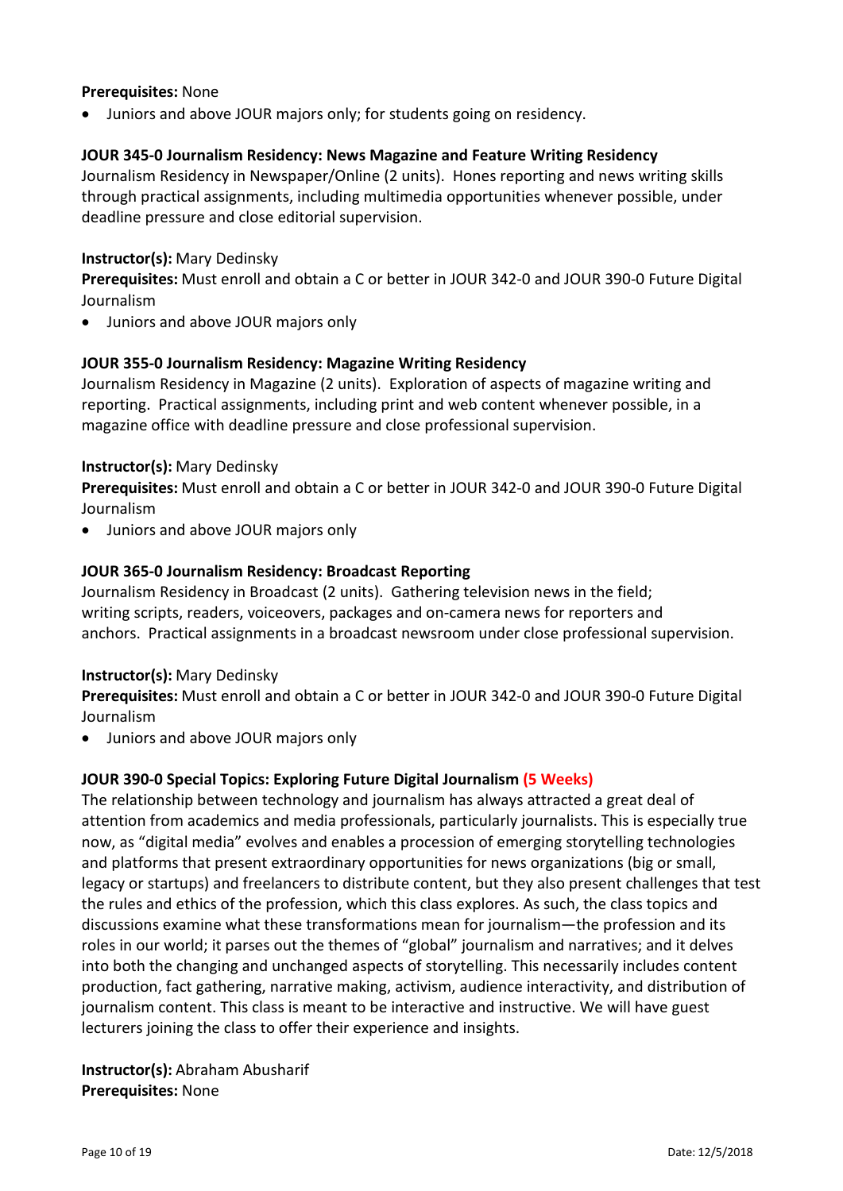**Prerequisites:** None

- Juniors and above JOUR majors only; for students going on residency.

**JOUR 345-0 Journalism Residency: News Magazine and Feature Writing Residency**

Journalism Residency in Newspaper/Online (2 units). Hones reporting and news writing skills through practical assignments, including multimedia opportunities whenever possible, under deadline pressure and close editorial supervision.

**Instructor(s):** Mary Dedinsky

**Prerequisites:** Must enroll and obtain a C or better in JOUR 342-0 and JOUR 390-0 Future Digital Journalism

- Juniors and above JOUR majors only

**JOUR 355-0 Journalism Residency: Magazine Writing Residency**

Journalism Residency in Magazine (2 units). Exploration of aspects of magazine writing and reporting. Practical assignments, including print and web content whenever possible, in a magazine office with deadline pressure and close professional supervision.

**Instructor(s):** Mary Dedinsky

**Prerequisites:** Must enroll and obtain a C or better in JOUR 342-0 and JOUR 390-0 Future Digital Journalism

- Juniors and above JOUR majors only

**JOUR 365-0 Journalism Residency: Broadcast Reporting**

Journalism Residency in Broadcast (2 units). Gathering television news in the field; writing scripts, readers, voiceovers, packages and on-camera news for reporters and anchors. Practical assignments in a broadcast newsroom under close professional supervision.

**Instructor(s):** Mary Dedinsky

**Prerequisites:** Must enroll and obtain a C or better in JOUR 342-0 and JOUR 390-0 Future Digital Journalism

- Juniors and above JOUR majors only

**JOUR 390-0 Special Topics: Exploring Future Digital Journalism (5 Weeks)**

The relationship between technology and journalism has always attracted a great deal of attention from academics and media professionals, particularly journalists. This is especially true now, as "digital media" evolves and enables a procession of emerging storytelling technologies and platforms that present extraordinary opportunities for news organizations (big or small, legacy or startups) and freelancers to distribute content, but they also present challenges that test the rules and ethics of the profession, which this class explores. As such, the class topics and discussions examine what these transformations mean for journalism—the profession and its roles in our world; it parses out the themes of "global" journalism and narratives; and it delves into both the changing and unchanged aspects of storytelling. This necessarily includes content production, fact gathering, narrative making, activism, audience interactivity, and distribution of journalism content. This class is meant to be interactive and instructive. We will have guest lecturers joining the class to offer their experience and insights.

**Instructor(s):** Abraham Abusharif

**Prerequisites:** None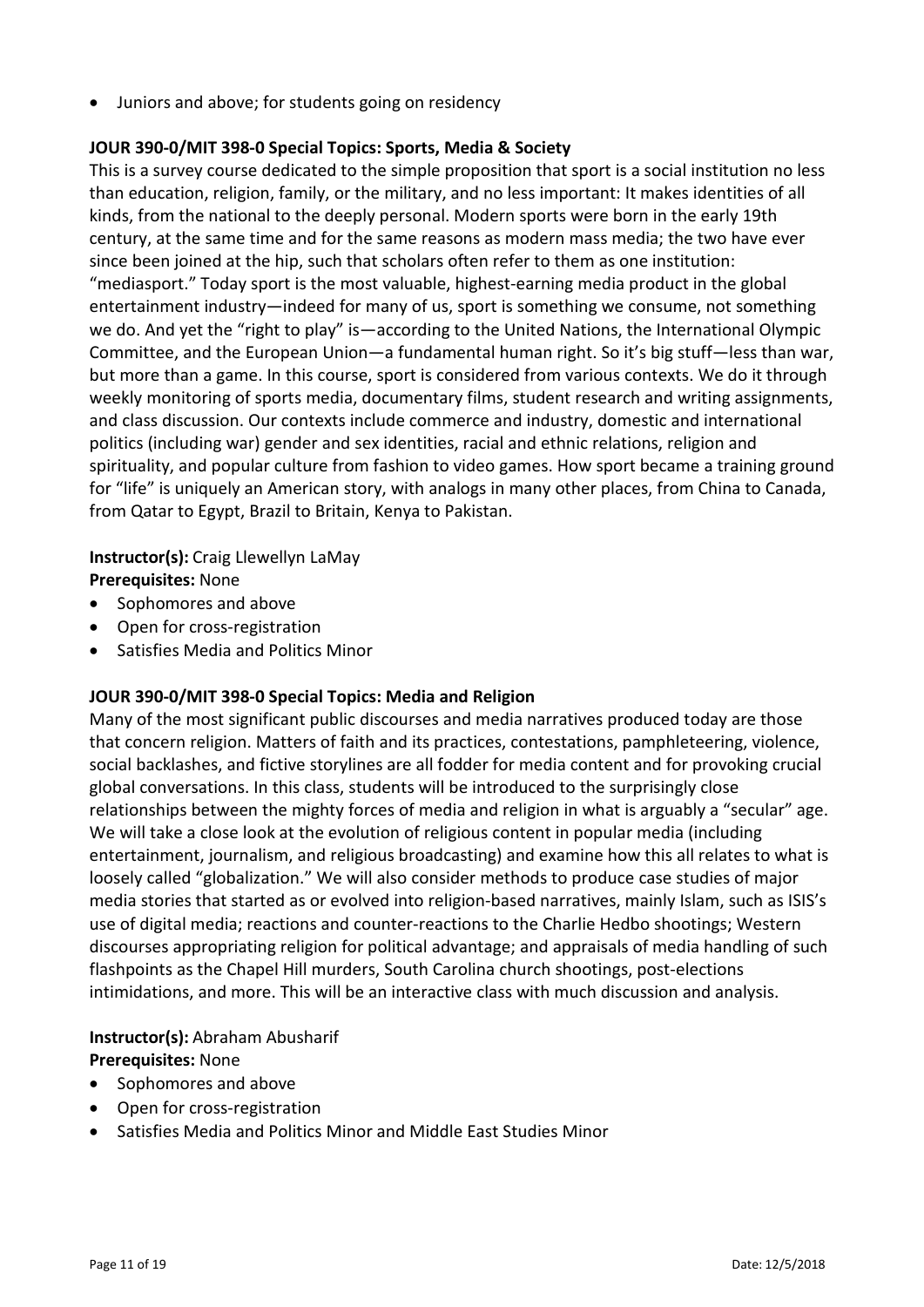- Juniors and above; for students going on residency

**JOUR 390-0/MIT 398-0 Special Topics: Sports, Media & Society**

This is a survey course dedicated to the simple proposition that sport is a social institution no less than education, religion, family, or the military, and no less important: It makes identities of all kinds, from the national to the deeply personal. Modern sports were born in the early 19th century, at the same time and for the same reasons as modern mass media; the two have ever since been joined at the hip, such that scholars often refer to them as one institution: "mediasport." Today sport is the most valuable, highest-earning media product in the global entertainment industry—indeed for many of us, sport is something we consume, not something we do. And yet the "right to play" is—according to the United Nations, the International Olympic Committee, and the European Union—a fundamental human right. So it's big stuff—less than war, but more than a game. In this course, sport is considered from various contexts. We do it through weekly monitoring of sports media, documentary films, student research and writing assignments, and class discussion. Our contexts include commerce and industry, domestic and international politics (including war) gender and sex identities, racial and ethnic relations, religion and spirituality, and popular culture from fashion to video games. How sport became a training ground for "life" is uniquely an American story, with analogs in many other places, from China to Canada, from Qatar to Egypt, Brazil to Britain, Kenya to Pakistan.

**Instructor(s):** Craig Llewellyn LaMay
**Prerequisites:** None

- Sophomores and above
- Open for cross-registration
- Satisfies Media and Politics Minor

**JOUR 390-0/MIT 398-0 Special Topics: Media and Religion**

Many of the most significant public discourses and media narratives produced today are those that concern religion. Matters of faith and its practices, contestations, pamphleteering, violence, social backlashes, and fictive storylines are all fodder for media content and for provoking crucial global conversations. In this class, students will be introduced to the surprisingly close relationships between the mighty forces of media and religion in what is arguably a "secular" age. We will take a close look at the evolution of religious content in popular media (including entertainment, journalism, and religious broadcasting) and examine how this all relates to what is loosely called "globalization." We will also consider methods to produce case studies of major media stories that started as or evolved into religion-based narratives, mainly Islam, such as ISIS's use of digital media; reactions and counter-reactions to the Charlie Hedbo shootings; Western discourses appropriating religion for political advantage; and appraisals of media handling of such flashpoints as the Chapel Hill murders, South Carolina church shootings, post-elections intimidations, and more. This will be an interactive class with much discussion and analysis.

**Instructor(s):** Abraham Abusharif
**Prerequisites:** None

- Sophomores and above
- Open for cross-registration
- Satisfies Media and Politics Minor and Middle East Studies Minor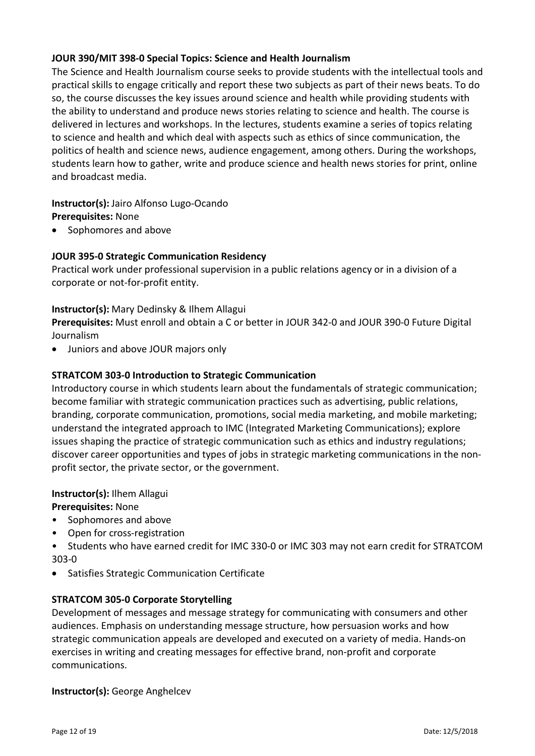**JOUR 390/MIT 398-0 Special Topics: Science and Health Journalism**

The Science and Health Journalism course seeks to provide students with the intellectual tools and practical skills to engage critically and report these two subjects as part of their news beats. To do so, the course discusses the key issues around science and health while providing students with the ability to understand and produce news stories relating to science and health. The course is delivered in lectures and workshops. In the lectures, students examine a series of topics relating to science and health and which deal with aspects such as ethics of since communication, the politics of health and science news, audience engagement, among others. During the workshops, students learn how to gather, write and produce science and health news stories for print, online and broadcast media.

**Instructor(s):** Jairo Alfonso Lugo-Ocando

**Prerequisites:** None

- Sophomores and above

**JOUR 395-0 Strategic Communication Residency**

Practical work under professional supervision in a public relations agency or in a division of a corporate or not-for-profit entity.

**Instructor(s):** Mary Dedinsky & Ilhem Allagui

**Prerequisites:** Must enroll and obtain a C or better in JOUR 342-0 and JOUR 390-0 Future Digital Journalism

- Juniors and above JOUR majors only

**STRATCOM 303-0 Introduction to Strategic Communication**

Introductory course in which students learn about the fundamentals of strategic communication; become familiar with strategic communication practices such as advertising, public relations, branding, corporate communication, promotions, social media marketing, and mobile marketing; understand the integrated approach to IMC (Integrated Marketing Communications); explore issues shaping the practice of strategic communication such as ethics and industry regulations; discover career opportunities and types of jobs in strategic marketing communications in the non-profit sector, the private sector, or the government.

**Instructor(s):** Ilhem Allagui

**Prerequisites:** None

- Sophomores and above
- Open for cross-registration
- Students who have earned credit for IMC 330-0 or IMC 303 may not earn credit for STRATCOM 303-0
- Satisfies Strategic Communication Certificate

**STRATCOM 305-0 Corporate Storytelling**

Development of messages and message strategy for communicating with consumers and other audiences. Emphasis on understanding message structure, how persuasion works and how strategic communication appeals are developed and executed on a variety of media. Hands-on exercises in writing and creating messages for effective brand, non-profit and corporate communications.

**Instructor(s):** George Anghelcev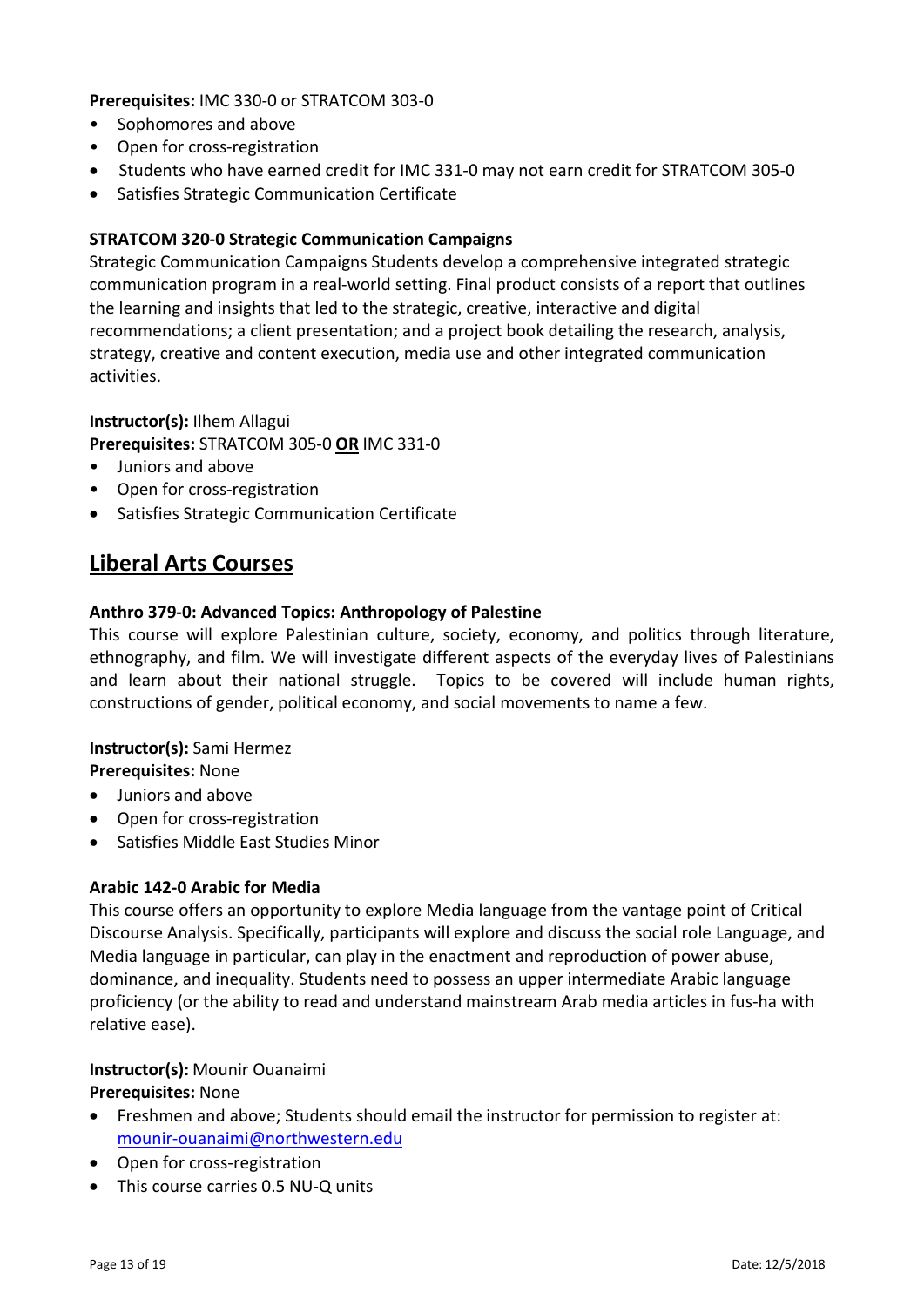**Prerequisites:** IMC 330-0 or STRATCOM 303-0

- Sophomores and above
- Open for cross-registration
- Students who have earned credit for IMC 331-0 may not earn credit for STRATCOM 305-0
- Satisfies Strategic Communication Certificate

**STRATCOM 320-0 Strategic Communication Campaigns**

Strategic Communication Campaigns Students develop a comprehensive integrated strategic communication program in a real-world setting. Final product consists of a report that outlines the learning and insights that led to the strategic, creative, interactive and digital recommendations; a client presentation; and a project book detailing the research, analysis, strategy, creative and content execution, media use and other integrated communication activities.

**Instructor(s):** Ilhem Allagui

**Prerequisites:** STRATCOM 305-0 **OR** IMC 331-0

- Juniors and above
- Open for cross-registration
- Satisfies Strategic Communication Certificate

## Liberal Arts Courses

**Anthro 379-0: Advanced Topics: Anthropology of Palestine**

This course will explore Palestinian culture, society, economy, and politics through literature, ethnography, and film. We will investigate different aspects of the everyday lives of Palestinians and learn about their national struggle. Topics to be covered will include human rights, constructions of gender, political economy, and social movements to name a few.

**Instructor(s):** Sami Hermez

**Prerequisites:** None

- Juniors and above
- Open for cross-registration
- Satisfies Middle East Studies Minor

**Arabic 142-0 Arabic for Media**

This course offers an opportunity to explore Media language from the vantage point of Critical Discourse Analysis. Specifically, participants will explore and discuss the social role Language, and Media language in particular, can play in the enactment and reproduction of power abuse, dominance, and inequality. Students need to possess an upper intermediate Arabic language proficiency (or the ability to read and understand mainstream Arab media articles in fus-ha with relative ease).

**Instructor(s):** Mounir Ouanaimi

**Prerequisites:** None

- Freshmen and above; Students should email the instructor for permission to register at: mounir-ouanaimi@northwestern.edu
- Open for cross-registration
- This course carries 0.5 NU-Q units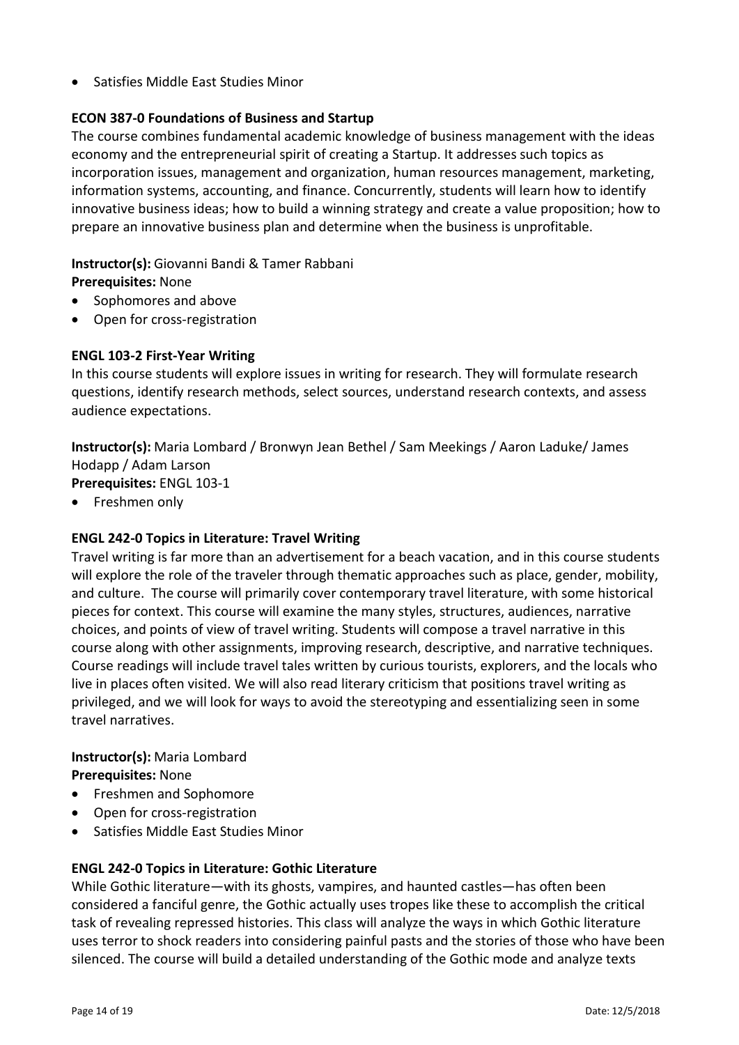- Satisfies Middle East Studies Minor

**ECON 387-0 Foundations of Business and Startup**

The course combines fundamental academic knowledge of business management with the ideas economy and the entrepreneurial spirit of creating a Startup. It addresses such topics as incorporation issues, management and organization, human resources management, marketing, information systems, accounting, and finance. Concurrently, students will learn how to identify innovative business ideas; how to build a winning strategy and create a value proposition; how to prepare an innovative business plan and determine when the business is unprofitable.

**Instructor(s):** Giovanni Bandi & Tamer Rabbani
**Prerequisites:** None

- Sophomores and above
- Open for cross-registration

**ENGL 103-2 First-Year Writing**

In this course students will explore issues in writing for research. They will formulate research questions, identify research methods, select sources, understand research contexts, and assess audience expectations.

**Instructor(s):** Maria Lombard / Bronwyn Jean Bethel / Sam Meekings / Aaron Laduke/ James Hodapp / Adam Larson
**Prerequisites:** ENGL 103-1

- Freshmen only

**ENGL 242-0 Topics in Literature: Travel Writing**

Travel writing is far more than an advertisement for a beach vacation, and in this course students will explore the role of the traveler through thematic approaches such as place, gender, mobility, and culture. The course will primarily cover contemporary travel literature, with some historical pieces for context. This course will examine the many styles, structures, audiences, narrative choices, and points of view of travel writing. Students will compose a travel narrative in this course along with other assignments, improving research, descriptive, and narrative techniques. Course readings will include travel tales written by curious tourists, explorers, and the locals who live in places often visited. We will also read literary criticism that positions travel writing as privileged, and we will look for ways to avoid the stereotyping and essentializing seen in some travel narratives.

**Instructor(s):** Maria Lombard
**Prerequisites:** None

- Freshmen and Sophomore
- Open for cross-registration
- Satisfies Middle East Studies Minor

**ENGL 242-0 Topics in Literature: Gothic Literature**

While Gothic literature—with its ghosts, vampires, and haunted castles—has often been considered a fanciful genre, the Gothic actually uses tropes like these to accomplish the critical task of revealing repressed histories. This class will analyze the ways in which Gothic literature uses terror to shock readers into considering painful pasts and the stories of those who have been silenced. The course will build a detailed understanding of the Gothic mode and analyze texts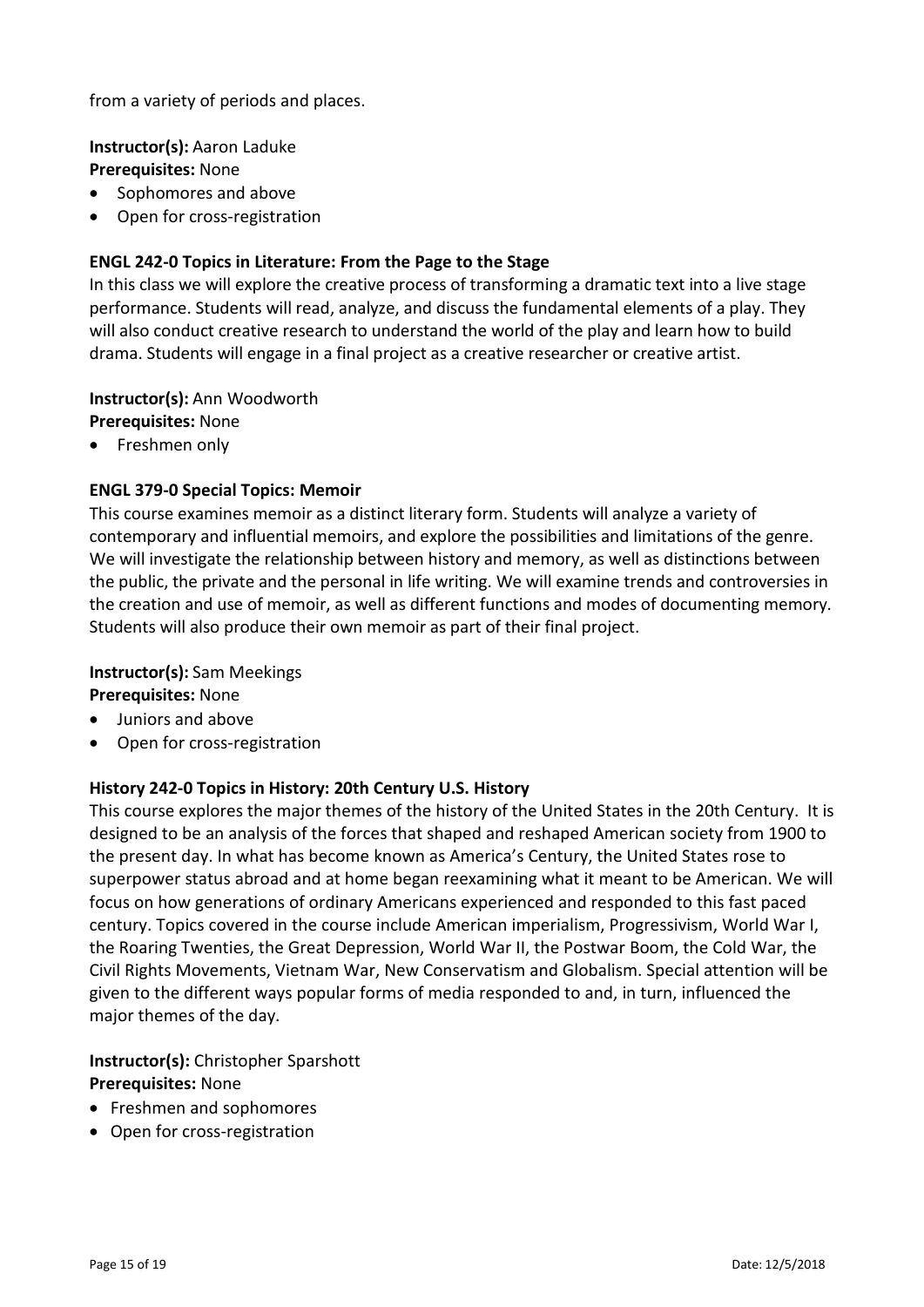from a variety of periods and places.

**Instructor(s):** Aaron Laduke
**Prerequisites:** None

- Sophomores and above
- Open for cross-registration

**ENGL 242-0 Topics in Literature: From the Page to the Stage**

In this class we will explore the creative process of transforming a dramatic text into a live stage performance. Students will read, analyze, and discuss the fundamental elements of a play. They will also conduct creative research to understand the world of the play and learn how to build drama. Students will engage in a final project as a creative researcher or creative artist.

**Instructor(s):** Ann Woodworth
**Prerequisites:** None

- Freshmen only

**ENGL 379-0 Special Topics: Memoir**

This course examines memoir as a distinct literary form. Students will analyze a variety of contemporary and influential memoirs, and explore the possibilities and limitations of the genre. We will investigate the relationship between history and memory, as well as distinctions between the public, the private and the personal in life writing. We will examine trends and controversies in the creation and use of memoir, as well as different functions and modes of documenting memory. Students will also produce their own memoir as part of their final project.

**Instructor(s):** Sam Meekings
**Prerequisites:** None

- Juniors and above
- Open for cross-registration

**History 242-0 Topics in History: 20th Century U.S. History**

This course explores the major themes of the history of the United States in the 20th Century. It is designed to be an analysis of the forces that shaped and reshaped American society from 1900 to the present day. In what has become known as America's Century, the United States rose to superpower status abroad and at home began reexamining what it meant to be American. We will focus on how generations of ordinary Americans experienced and responded to this fast paced century. Topics covered in the course include American imperialism, Progressivism, World War I, the Roaring Twenties, the Great Depression, World War II, the Postwar Boom, the Cold War, the Civil Rights Movements, Vietnam War, New Conservatism and Globalism. Special attention will be given to the different ways popular forms of media responded to and, in turn, influenced the major themes of the day.

**Instructor(s):** Christopher Sparshott
**Prerequisites:** None

- Freshmen and sophomores
- Open for cross-registration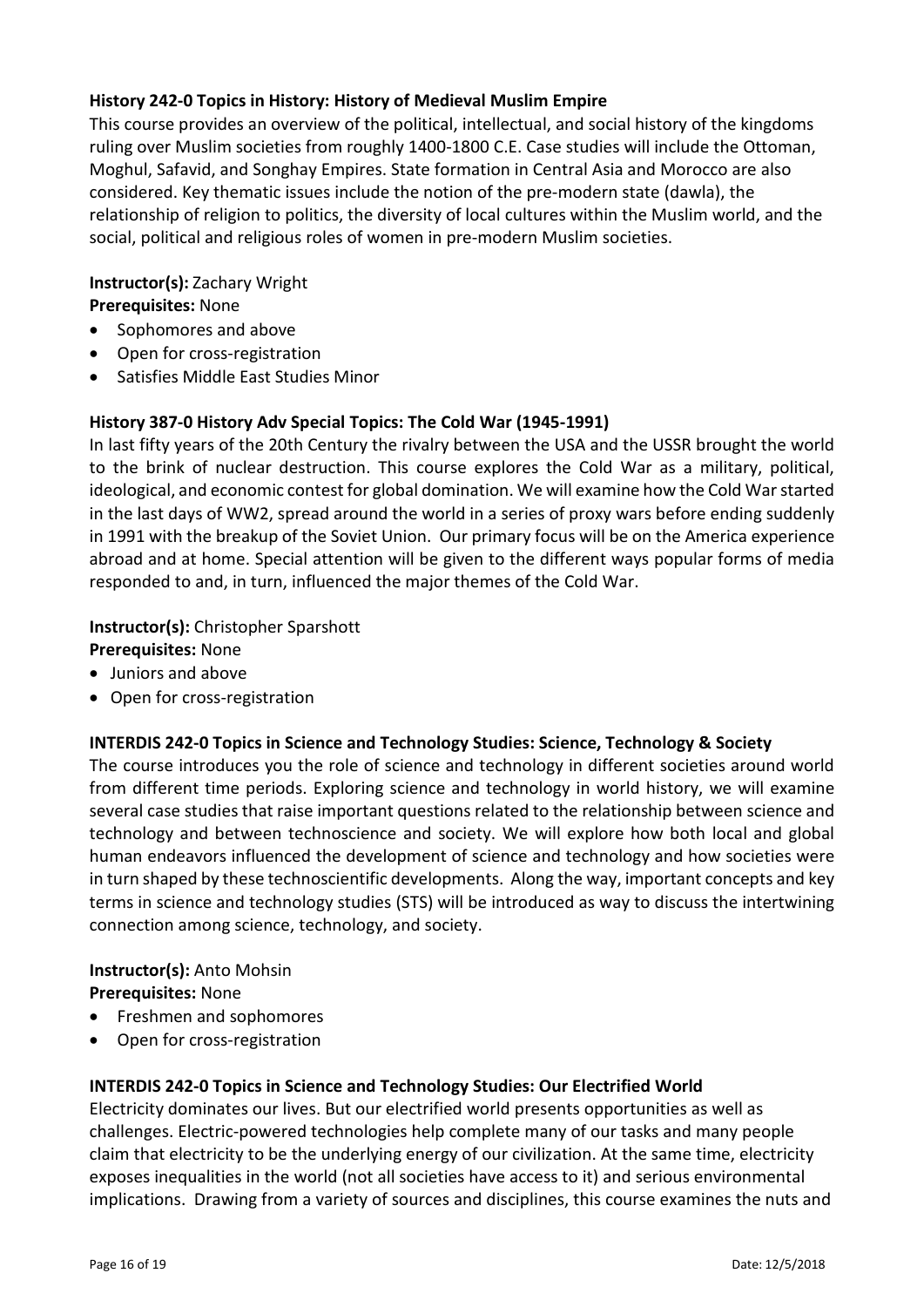### History 242-0 Topics in History: History of Medieval Muslim Empire

This course provides an overview of the political, intellectual, and social history of the kingdoms ruling over Muslim societies from roughly 1400-1800 C.E. Case studies will include the Ottoman, Moghul, Safavid, and Songhay Empires. State formation in Central Asia and Morocco are also considered. Key thematic issues include the notion of the pre-modern state (dawla), the relationship of religion to politics, the diversity of local cultures within the Muslim world, and the social, political and religious roles of women in pre-modern Muslim societies.

**Instructor(s):** Zachary Wright
**Prerequisites:** None

- Sophomores and above
- Open for cross-registration
- Satisfies Middle East Studies Minor

### History 387-0 History Adv Special Topics: The Cold War (1945-1991)

In last fifty years of the 20th Century the rivalry between the USA and the USSR brought the world to the brink of nuclear destruction. This course explores the Cold War as a military, political, ideological, and economic contest for global domination. We will examine how the Cold War started in the last days of WW2, spread around the world in a series of proxy wars before ending suddenly in 1991 with the breakup of the Soviet Union. Our primary focus will be on the America experience abroad and at home. Special attention will be given to the different ways popular forms of media responded to and, in turn, influenced the major themes of the Cold War.

**Instructor(s):** Christopher Sparshott
**Prerequisites:** None

- Juniors and above
- Open for cross-registration

### INTERDIS 242-0 Topics in Science and Technology Studies: Science, Technology & Society

The course introduces you the role of science and technology in different societies around world from different time periods. Exploring science and technology in world history, we will examine several case studies that raise important questions related to the relationship between science and technology and between technoscience and society. We will explore how both local and global human endeavors influenced the development of science and technology and how societies were in turn shaped by these technoscientific developments. Along the way, important concepts and key terms in science and technology studies (STS) will be introduced as way to discuss the intertwining connection among science, technology, and society.

**Instructor(s):** Anto Mohsin
**Prerequisites:** None

- Freshmen and sophomores
- Open for cross-registration

### INTERDIS 242-0 Topics in Science and Technology Studies: Our Electrified World

Electricity dominates our lives. But our electrified world presents opportunities as well as challenges. Electric-powered technologies help complete many of our tasks and many people claim that electricity to be the underlying energy of our civilization. At the same time, electricity exposes inequalities in the world (not all societies have access to it) and serious environmental implications. Drawing from a variety of sources and disciplines, this course examines the nuts and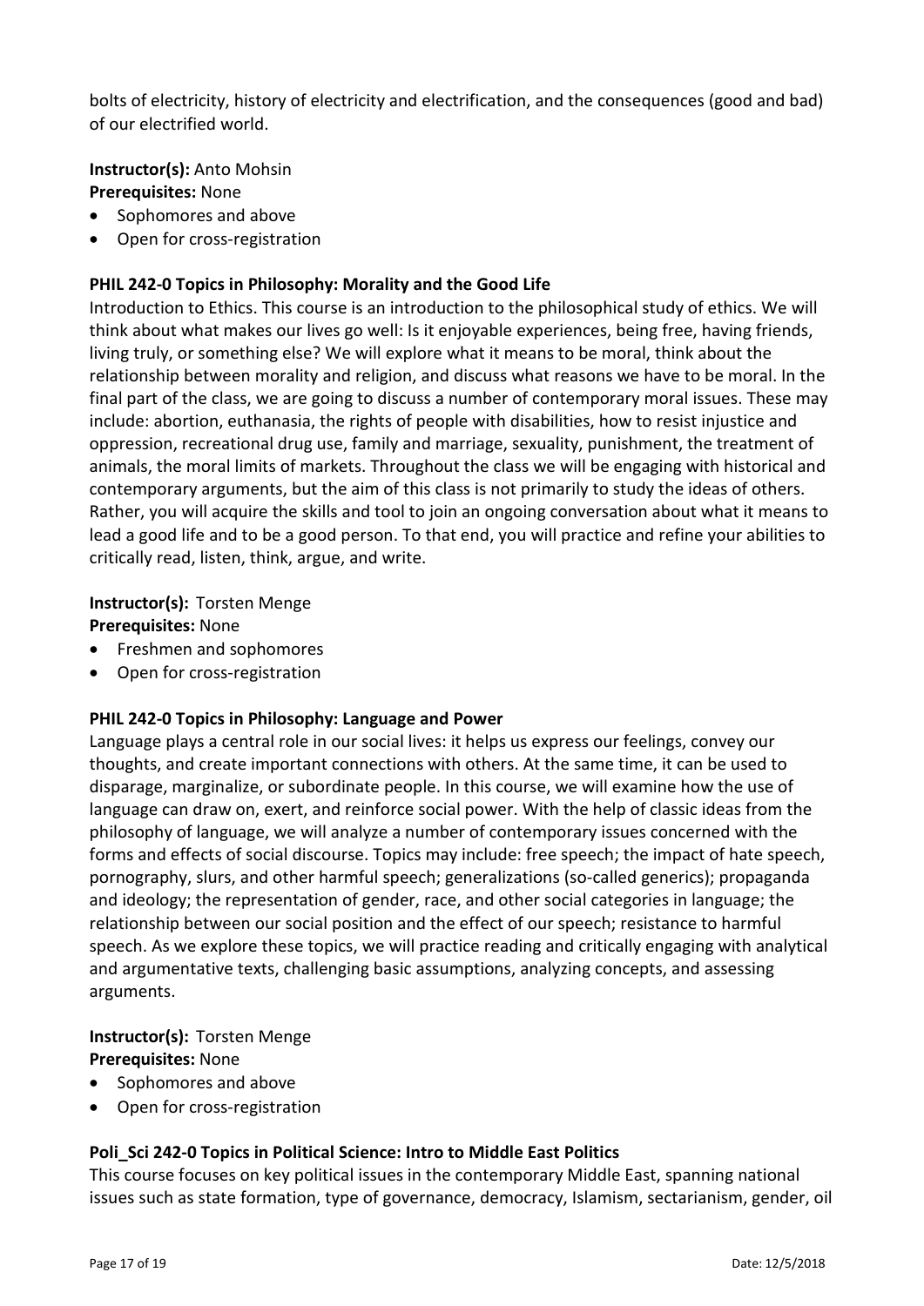bolts of electricity, history of electricity and electrification, and the consequences (good and bad) of our electrified world.

**Instructor(s):** Anto Mohsin
**Prerequisites:** None

- Sophomores and above
- Open for cross-registration

**PHIL 242-0 Topics in Philosophy: Morality and the Good Life**

Introduction to Ethics. This course is an introduction to the philosophical study of ethics. We will think about what makes our lives go well: Is it enjoyable experiences, being free, having friends, living truly, or something else? We will explore what it means to be moral, think about the relationship between morality and religion, and discuss what reasons we have to be moral. In the final part of the class, we are going to discuss a number of contemporary moral issues. These may include: abortion, euthanasia, the rights of people with disabilities, how to resist injustice and oppression, recreational drug use, family and marriage, sexuality, punishment, the treatment of animals, the moral limits of markets. Throughout the class we will be engaging with historical and contemporary arguments, but the aim of this class is not primarily to study the ideas of others. Rather, you will acquire the skills and tool to join an ongoing conversation about what it means to lead a good life and to be a good person. To that end, you will practice and refine your abilities to critically read, listen, think, argue, and write.

**Instructor(s):** Torsten Menge
**Prerequisites:** None

- Freshmen and sophomores
- Open for cross-registration

**PHIL 242-0 Topics in Philosophy: Language and Power**

Language plays a central role in our social lives: it helps us express our feelings, convey our thoughts, and create important connections with others. At the same time, it can be used to disparage, marginalize, or subordinate people. In this course, we will examine how the use of language can draw on, exert, and reinforce social power. With the help of classic ideas from the philosophy of language, we will analyze a number of contemporary issues concerned with the forms and effects of social discourse. Topics may include: free speech; the impact of hate speech, pornography, slurs, and other harmful speech; generalizations (so-called generics); propaganda and ideology; the representation of gender, race, and other social categories in language; the relationship between our social position and the effect of our speech; resistance to harmful speech. As we explore these topics, we will practice reading and critically engaging with analytical and argumentative texts, challenging basic assumptions, analyzing concepts, and assessing arguments.

**Instructor(s):** Torsten Menge
**Prerequisites:** None

- Sophomores and above
- Open for cross-registration

**Poli_Sci 242-0 Topics in Political Science: Intro to Middle East Politics**

This course focuses on key political issues in the contemporary Middle East, spanning national issues such as state formation, type of governance, democracy, Islamism, sectarianism, gender, oil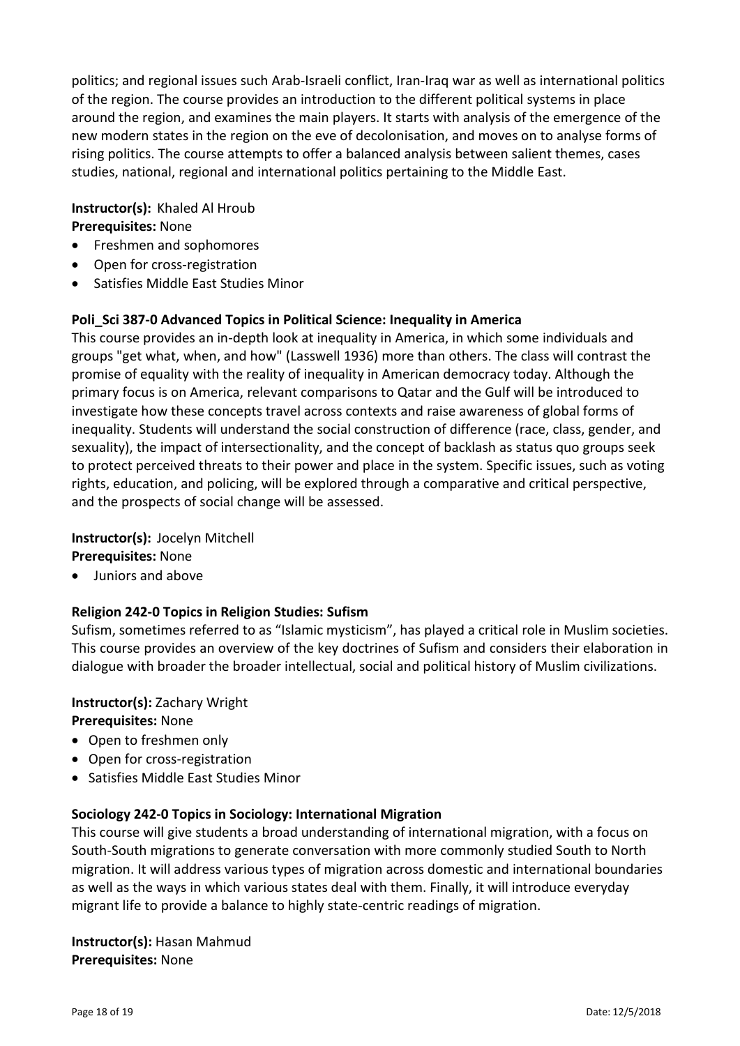politics; and regional issues such Arab-Israeli conflict, Iran-Iraq war as well as international politics of the region. The course provides an introduction to the different political systems in place around the region, and examines the main players. It starts with analysis of the emergence of the new modern states in the region on the eve of decolonisation, and moves on to analyse forms of rising politics. The course attempts to offer a balanced analysis between salient themes, cases studies, national, regional and international politics pertaining to the Middle East.

**Instructor(s):** Khaled Al Hroub
**Prerequisites:** None

- Freshmen and sophomores
- Open for cross-registration
- Satisfies Middle East Studies Minor

**Poli_Sci 387-0 Advanced Topics in Political Science: Inequality in America**

This course provides an in-depth look at inequality in America, in which some individuals and groups "get what, when, and how" (Lasswell 1936) more than others. The class will contrast the promise of equality with the reality of inequality in American democracy today. Although the primary focus is on America, relevant comparisons to Qatar and the Gulf will be introduced to investigate how these concepts travel across contexts and raise awareness of global forms of inequality. Students will understand the social construction of difference (race, class, gender, and sexuality), the impact of intersectionality, and the concept of backlash as status quo groups seek to protect perceived threats to their power and place in the system. Specific issues, such as voting rights, education, and policing, will be explored through a comparative and critical perspective, and the prospects of social change will be assessed.

**Instructor(s):** Jocelyn Mitchell
**Prerequisites:** None

- Juniors and above

**Religion 242-0 Topics in Religion Studies: Sufism**

Sufism, sometimes referred to as "Islamic mysticism", has played a critical role in Muslim societies. This course provides an overview of the key doctrines of Sufism and considers their elaboration in dialogue with broader the broader intellectual, social and political history of Muslim civilizations.

**Instructor(s):** Zachary Wright
**Prerequisites:** None

- Open to freshmen only
- Open for cross-registration
- Satisfies Middle East Studies Minor

**Sociology 242-0 Topics in Sociology: International Migration**

This course will give students a broad understanding of international migration, with a focus on South-South migrations to generate conversation with more commonly studied South to North migration. It will address various types of migration across domestic and international boundaries as well as the ways in which various states deal with them. Finally, it will introduce everyday migrant life to provide a balance to highly state-centric readings of migration.

**Instructor(s):** Hasan Mahmud
**Prerequisites:** None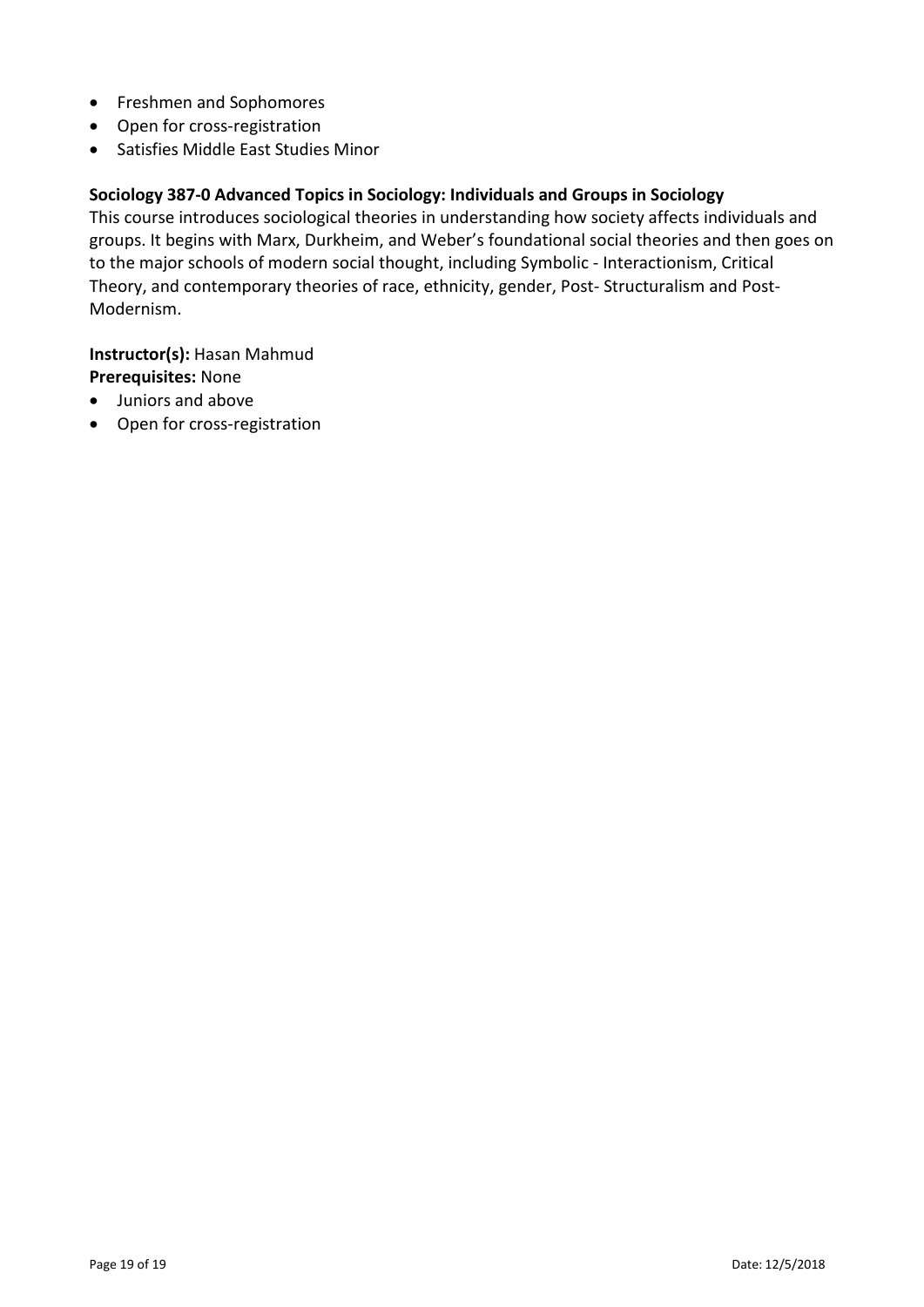- Freshmen and Sophomores
- Open for cross-registration
- Satisfies Middle East Studies Minor

**Sociology 387-0 Advanced Topics in Sociology: Individuals and Groups in Sociology**

This course introduces sociological theories in understanding how society affects individuals and groups. It begins with Marx, Durkheim, and Weber's foundational social theories and then goes on to the major schools of modern social thought, including Symbolic - Interactionism, Critical Theory, and contemporary theories of race, ethnicity, gender, Post- Structuralism and Post-Modernism.

**Instructor(s):** Hasan Mahmud
**Prerequisites:** None

- Juniors and above
- Open for cross-registration